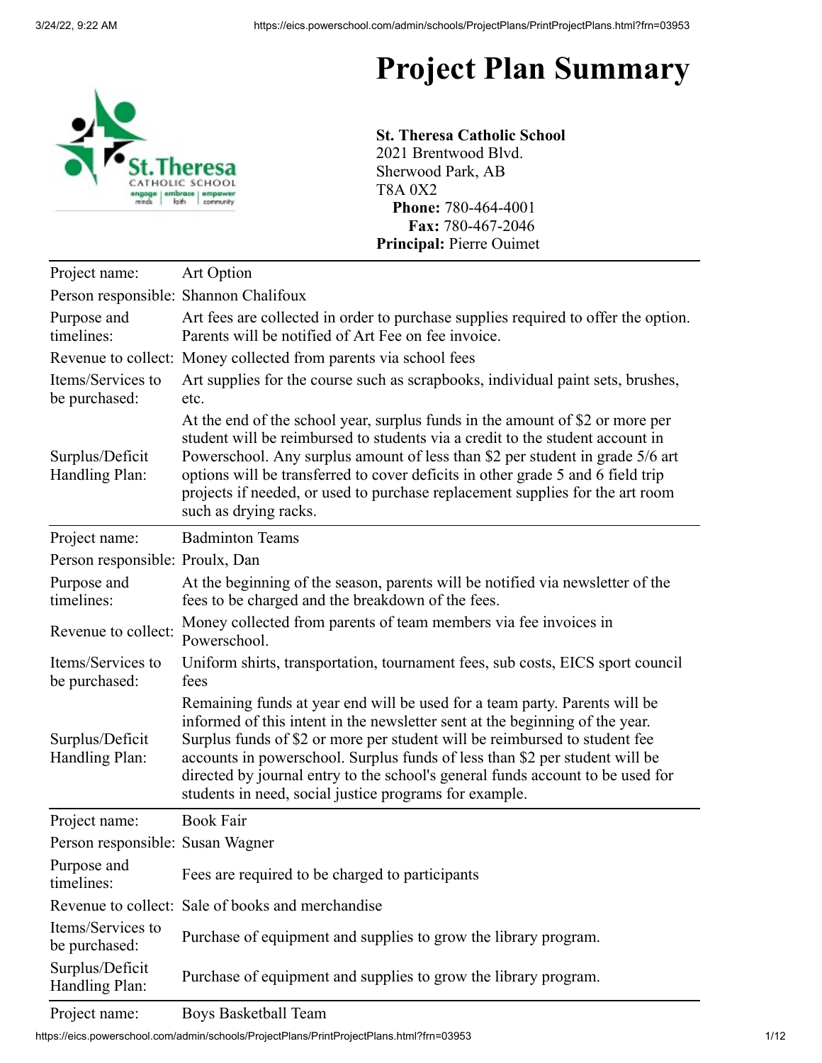# Project Plan Summary

**St. Theresa Catholic School**
2021 Brentwood Blvd.
Sherwood Park, AB
T8A 0X2
**Phone:** 780-464-4001
**Fax:** 780-467-2046
**Principal:** Pierre Ouimet

| | |
|---|---|
| Project name: | Art Option |
| Person responsible: | Shannon Chalifoux |
| Purpose and timelines: | Art fees are collected in order to purchase supplies required to offer the option. Parents will be notified of Art Fee on fee invoice. |
| Revenue to collect: | Money collected from parents via school fees |
| Items/Services to be purchased: | Art supplies for the course such as scrapbooks, individual paint sets, brushes, etc. |
| Surplus/Deficit Handling Plan: | At the end of the school year, surplus funds in the amount of $2 or more per student will be reimbursed to students via a credit to the student account in Powerschool. Any surplus amount of less than $2 per student in grade 5/6 art options will be transferred to cover deficits in other grade 5 and 6 field trip projects if needed, or used to purchase replacement supplies for the art room such as drying racks. |

| | |
|---|---|
| Project name: | Badminton Teams |
| Person responsible: | Proulx, Dan |
| Purpose and timelines: | At the beginning of the season, parents will be notified via newsletter of the fees to be charged and the breakdown of the fees. |
| Revenue to collect: | Money collected from parents of team members via fee invoices in Powerschool. |
| Items/Services to be purchased: | Uniform shirts, transportation, tournament fees, sub costs, EICS sport council fees |
| Surplus/Deficit Handling Plan: | Remaining funds at year end will be used for a team party. Parents will be informed of this intent in the newsletter sent at the beginning of the year. Surplus funds of $2 or more per student will be reimbursed to student fee accounts in powerschool. Surplus funds of less than $2 per student will be directed by journal entry to the school's general funds account to be used for students in need, social justice programs for example. |

| | |
|---|---|
| Project name: | Book Fair |
| Person responsible: | Susan Wagner |
| Purpose and timelines: | Fees are required to be charged to participants |
| Revenue to collect: | Sale of books and merchandise |
| Items/Services to be purchased: | Purchase of equipment and supplies to grow the library program. |
| Surplus/Deficit Handling Plan: | Purchase of equipment and supplies to grow the library program. |

| | |
|---|---|
| Project name: | Boys Basketball Team |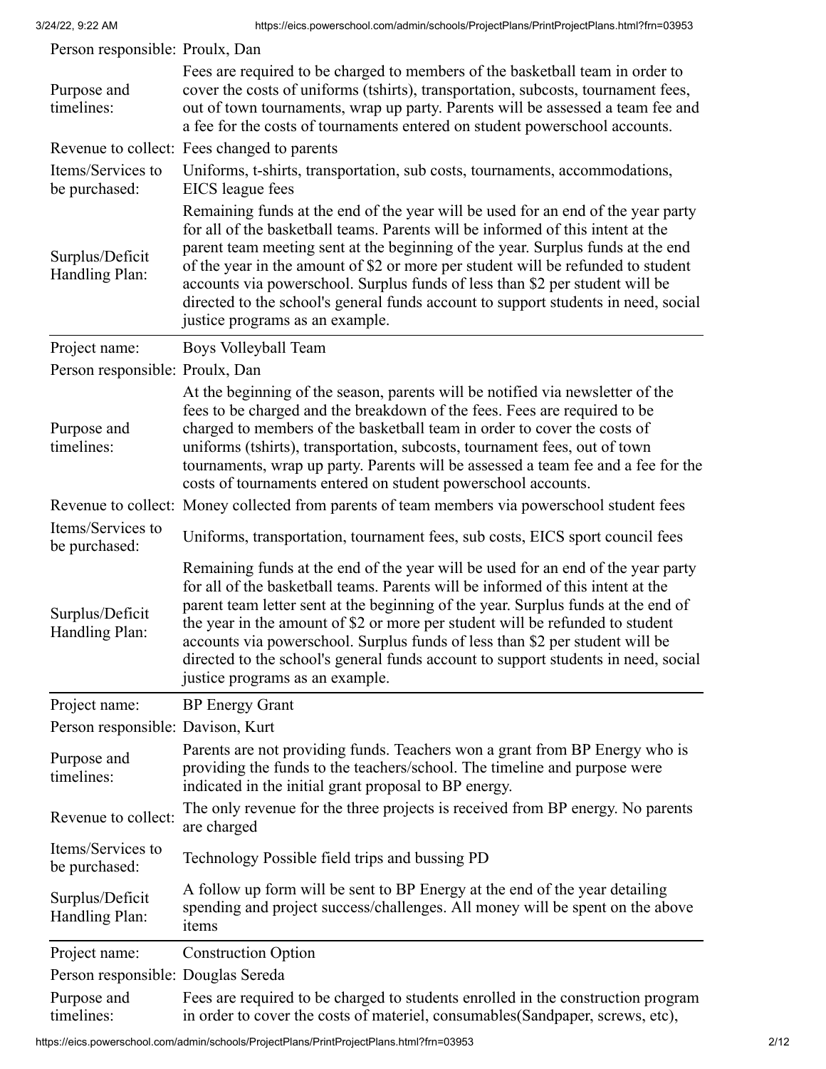| | |
|---|---|
| Person responsible: | Proulx, Dan |
| Purpose and timelines: | Fees are required to be charged to members of the basketball team in order to cover the costs of uniforms (tshirts), transportation, subcosts, tournament fees, out of town tournaments, wrap up party. Parents will be assessed a team fee and a fee for the costs of tournaments entered on student powerschool accounts. |
| Revenue to collect: | Fees changed to parents |
| Items/Services to be purchased: | Uniforms, t-shirts, transportation, sub costs, tournaments, accommodations, EICS league fees |
| Surplus/Deficit Handling Plan: | Remaining funds at the end of the year will be used for an end of the year party for all of the basketball teams. Parents will be informed of this intent at the parent team meeting sent at the beginning of the year. Surplus funds at the end of the year in the amount of $2 or more per student will be refunded to student accounts via powerschool. Surplus funds of less than $2 per student will be directed to the school's general funds account to support students in need, social justice programs as an example. |

| | |
|---|---|
| Project name: | Boys Volleyball Team |
| Person responsible: | Proulx, Dan |
| Purpose and timelines: | At the beginning of the season, parents will be notified via newsletter of the fees to be charged and the breakdown of the fees. Fees are required to be charged to members of the basketball team in order to cover the costs of uniforms (tshirts), transportation, subcosts, tournament fees, out of town tournaments, wrap up party. Parents will be assessed a team fee and a fee for the costs of tournaments entered on student powerschool accounts. |
| Revenue to collect: | Money collected from parents of team members via powerschool student fees |
| Items/Services to be purchased: | Uniforms, transportation, tournament fees, sub costs, EICS sport council fees |
| Surplus/Deficit Handling Plan: | Remaining funds at the end of the year will be used for an end of the year party for all of the basketball teams. Parents will be informed of this intent at the parent team letter sent at the beginning of the year. Surplus funds at the end of the year in the amount of $2 or more per student will be refunded to student accounts via powerschool. Surplus funds of less than $2 per student will be directed to the school's general funds account to support students in need, social justice programs as an example. |

| | |
|---|---|
| Project name: | BP Energy Grant |
| Person responsible: | Davison, Kurt |
| Purpose and timelines: | Parents are not providing funds. Teachers won a grant from BP Energy who is providing the funds to the teachers/school. The timeline and purpose were indicated in the initial grant proposal to BP energy. |
| Revenue to collect: | The only revenue for the three projects is received from BP energy. No parents are charged |
| Items/Services to be purchased: | Technology Possible field trips and bussing PD |
| Surplus/Deficit Handling Plan: | A follow up form will be sent to BP Energy at the end of the year detailing spending and project success/challenges. All money will be spent on the above items |

| | |
|---|---|
| Project name: | Construction Option |
| Person responsible: | Douglas Sereda |
| Purpose and timelines: | Fees are required to be charged to students enrolled in the construction program in order to cover the costs of materiel, consumables(Sandpaper, screws, etc), |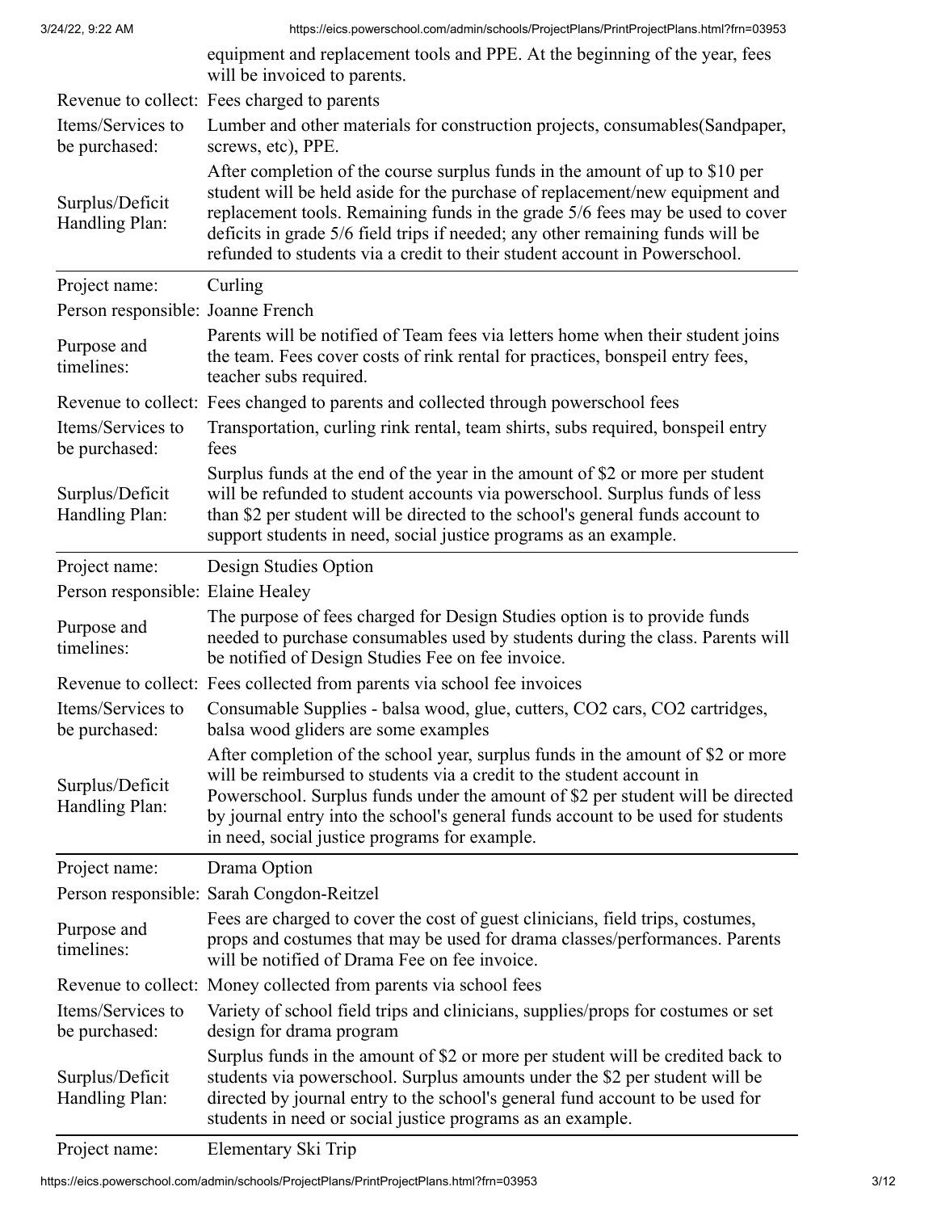| | |
|---|---|
| | equipment and replacement tools and PPE. At the beginning of the year, fees will be invoiced to parents. |
| Revenue to collect: | Fees charged to parents |
| Items/Services to be purchased: | Lumber and other materials for construction projects, consumables(Sandpaper, screws, etc), PPE. |
| Surplus/Deficit Handling Plan: | After completion of the course surplus funds in the amount of up to $10 per student will be held aside for the purchase of replacement/new equipment and replacement tools. Remaining funds in the grade 5/6 fees may be used to cover deficits in grade 5/6 field trips if needed; any other remaining funds will be refunded to students via a credit to their student account in Powerschool. |

| | |
|---|---|
| Project name: | Curling |
| Person responsible: | Joanne French |
| Purpose and timelines: | Parents will be notified of Team fees via letters home when their student joins the team. Fees cover costs of rink rental for practices, bonspeil entry fees, teacher subs required. |
| Revenue to collect: | Fees changed to parents and collected through powerschool fees |
| Items/Services to be purchased: | Transportation, curling rink rental, team shirts, subs required, bonspeil entry fees |
| Surplus/Deficit Handling Plan: | Surplus funds at the end of the year in the amount of $2 or more per student will be refunded to student accounts via powerschool. Surplus funds of less than $2 per student will be directed to the school's general funds account to support students in need, social justice programs as an example. |

| | |
|---|---|
| Project name: | Design Studies Option |
| Person responsible: | Elaine Healey |
| Purpose and timelines: | The purpose of fees charged for Design Studies option is to provide funds needed to purchase consumables used by students during the class. Parents will be notified of Design Studies Fee on fee invoice. |
| Revenue to collect: | Fees collected from parents via school fee invoices |
| Items/Services to be purchased: | Consumable Supplies - balsa wood, glue, cutters, CO2 cars, CO2 cartridges, balsa wood gliders are some examples |
| Surplus/Deficit Handling Plan: | After completion of the school year, surplus funds in the amount of $2 or more will be reimbursed to students via a credit to the student account in Powerschool. Surplus funds under the amount of $2 per student will be directed by journal entry into the school's general funds account to be used for students in need, social justice programs for example. |

| | |
|---|---|
| Project name: | Drama Option |
| Person responsible: | Sarah Congdon-Reitzel |
| Purpose and timelines: | Fees are charged to cover the cost of guest clinicians, field trips, costumes, props and costumes that may be used for drama classes/performances. Parents will be notified of Drama Fee on fee invoice. |
| Revenue to collect: | Money collected from parents via school fees |
| Items/Services to be purchased: | Variety of school field trips and clinicians, supplies/props for costumes or set design for drama program |
| Surplus/Deficit Handling Plan: | Surplus funds in the amount of $2 or more per student will be credited back to students via powerschool. Surplus amounts under the $2 per student will be directed by journal entry to the school's general fund account to be used for students in need or social justice programs as an example. |

| | |
|---|---|
| Project name: | Elementary Ski Trip |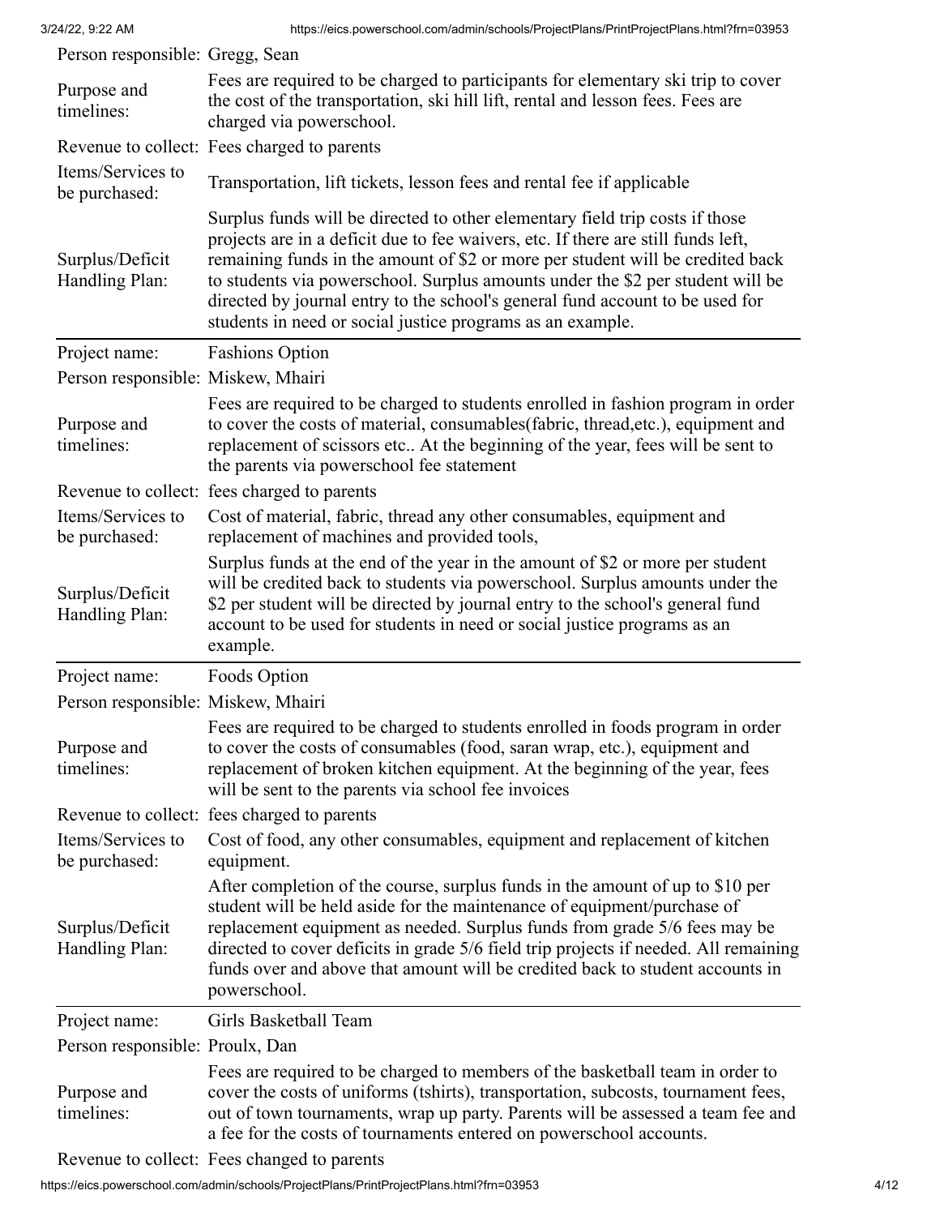| | |
|---|---|
| Person responsible: | Gregg, Sean |
| Purpose and timelines: | Fees are required to be charged to participants for elementary ski trip to cover the cost of the transportation, ski hill lift, rental and lesson fees. Fees are charged via powerschool. |
| Revenue to collect: | Fees charged to parents |
| Items/Services to be purchased: | Transportation, lift tickets, lesson fees and rental fee if applicable |
| Surplus/Deficit Handling Plan: | Surplus funds will be directed to other elementary field trip costs if those projects are in a deficit due to fee waivers, etc. If there are still funds left, remaining funds in the amount of $2 or more per student will be credited back to students via powerschool. Surplus amounts under the $2 per student will be directed by journal entry to the school's general fund account to be used for students in need or social justice programs as an example. |

| | |
|---|---|
| Project name: | Fashions Option |
| Person responsible: | Miskew, Mhairi |
| Purpose and timelines: | Fees are required to be charged to students enrolled in fashion program in order to cover the costs of material, consumables(fabric, thread,etc.), equipment and replacement of scissors etc.. At the beginning of the year, fees will be sent to the parents via powerschool fee statement |
| Revenue to collect: | fees charged to parents |
| Items/Services to be purchased: | Cost of material, fabric, thread any other consumables, equipment and replacement of machines and provided tools, |
| Surplus/Deficit Handling Plan: | Surplus funds at the end of the year in the amount of $2 or more per student will be credited back to students via powerschool. Surplus amounts under the $2 per student will be directed by journal entry to the school's general fund account to be used for students in need or social justice programs as an example. |

| | |
|---|---|
| Project name: | Foods Option |
| Person responsible: | Miskew, Mhairi |
| Purpose and timelines: | Fees are required to be charged to students enrolled in foods program in order to cover the costs of consumables (food, saran wrap, etc.), equipment and replacement of broken kitchen equipment. At the beginning of the year, fees will be sent to the parents via school fee invoices |
| Revenue to collect: | fees charged to parents |
| Items/Services to be purchased: | Cost of food, any other consumables, equipment and replacement of kitchen equipment. |
| Surplus/Deficit Handling Plan: | After completion of the course, surplus funds in the amount of up to $10 per student will be held aside for the maintenance of equipment/purchase of replacement equipment as needed. Surplus funds from grade 5/6 fees may be directed to cover deficits in grade 5/6 field trip projects if needed. All remaining funds over and above that amount will be credited back to student accounts in powerschool. |

| | |
|---|---|
| Project name: | Girls Basketball Team |
| Person responsible: | Proulx, Dan |
| Purpose and timelines: | Fees are required to be charged to members of the basketball team in order to cover the costs of uniforms (tshirts), transportation, subcosts, tournament fees, out of town tournaments, wrap up party. Parents will be assessed a team fee and a fee for the costs of tournaments entered on powerschool accounts. |
| Revenue to collect: | Fees changed to parents |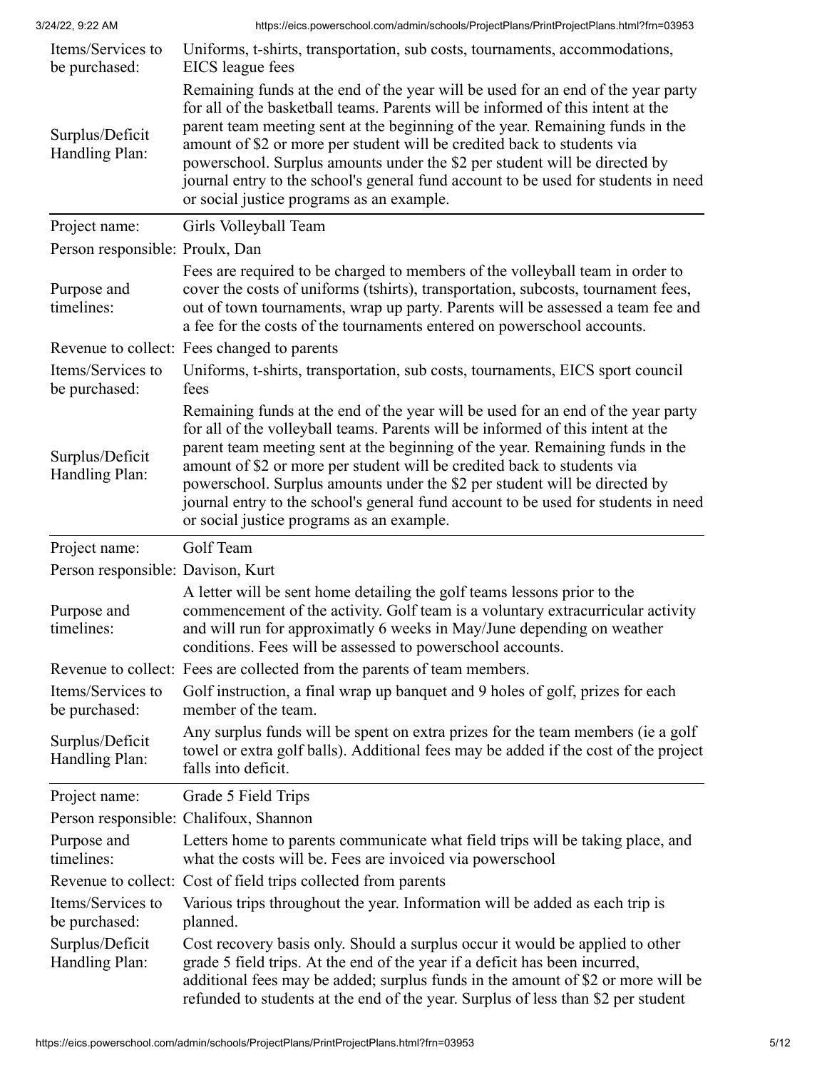| | |
|---|---|
| Items/Services to be purchased: | Uniforms, t-shirts, transportation, sub costs, tournaments, accommodations, EICS league fees |
| Surplus/Deficit Handling Plan: | Remaining funds at the end of the year will be used for an end of the year party for all of the basketball teams. Parents will be informed of this intent at the parent team meeting sent at the beginning of the year. Remaining funds in the amount of $2 or more per student will be credited back to students via powerschool. Surplus amounts under the $2 per student will be directed by journal entry to the school's general fund account to be used for students in need or social justice programs as an example. |

| | |
|---|---|
| Project name: | Girls Volleyball Team |
| Person responsible: | Proulx, Dan |
| Purpose and timelines: | Fees are required to be charged to members of the volleyball team in order to cover the costs of uniforms (tshirts), transportation, subcosts, tournament fees, out of town tournaments, wrap up party. Parents will be assessed a team fee and a fee for the costs of the tournaments entered on powerschool accounts. |
| Revenue to collect: | Fees changed to parents |
| Items/Services to be purchased: | Uniforms, t-shirts, transportation, sub costs, tournaments, EICS sport council fees |
| Surplus/Deficit Handling Plan: | Remaining funds at the end of the year will be used for an end of the year party for all of the volleyball teams. Parents will be informed of this intent at the parent team meeting sent at the beginning of the year. Remaining funds in the amount of $2 or more per student will be credited back to students via powerschool. Surplus amounts under the $2 per student will be directed by journal entry to the school's general fund account to be used for students in need or social justice programs as an example. |

| | |
|---|---|
| Project name: | Golf Team |
| Person responsible: | Davison, Kurt |
| Purpose and timelines: | A letter will be sent home detailing the golf teams lessons prior to the commencement of the activity. Golf team is a voluntary extracurricular activity and will run for approximatly 6 weeks in May/June depending on weather conditions. Fees will be assessed to powerschool accounts. |
| Revenue to collect: | Fees are collected from the parents of team members. |
| Items/Services to be purchased: | Golf instruction, a final wrap up banquet and 9 holes of golf, prizes for each member of the team. |
| Surplus/Deficit Handling Plan: | Any surplus funds will be spent on extra prizes for the team members (ie a golf towel or extra golf balls). Additional fees may be added if the cost of the project falls into deficit. |

| | |
|---|---|
| Project name: | Grade 5 Field Trips |
| Person responsible: | Chalifoux, Shannon |
| Purpose and timelines: | Letters home to parents communicate what field trips will be taking place, and what the costs will be. Fees are invoiced via powerschool |
| Revenue to collect: | Cost of field trips collected from parents |
| Items/Services to be purchased: | Various trips throughout the year. Information will be added as each trip is planned. |
| Surplus/Deficit Handling Plan: | Cost recovery basis only. Should a surplus occur it would be applied to other grade 5 field trips. At the end of the year if a deficit has been incurred, additional fees may be added; surplus funds in the amount of $2 or more will be refunded to students at the end of the year. Surplus of less than $2 per student |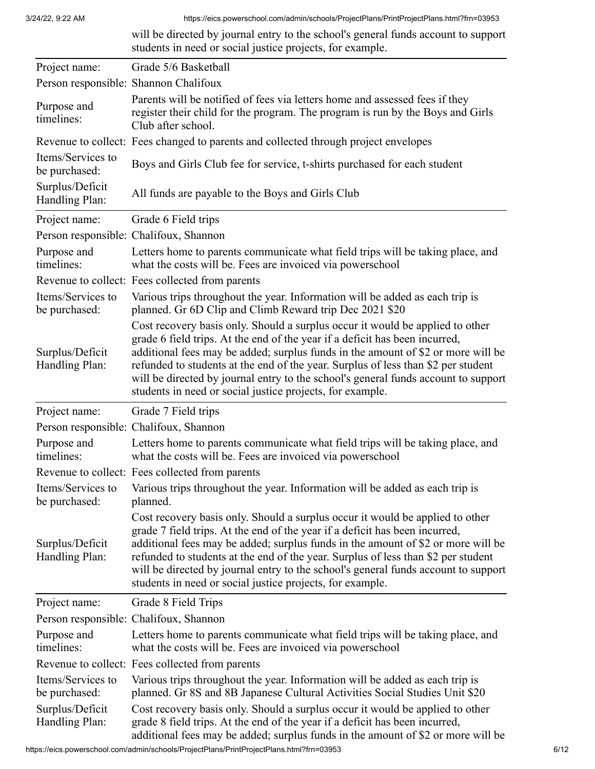will be directed by journal entry to the school's general funds account to support students in need or social justice projects, for example.

| | |
|---|---|
| Project name: | Grade 5/6 Basketball |
| Person responsible: | Shannon Chalifoux |
| Purpose and timelines: | Parents will be notified of fees via letters home and assessed fees if they register their child for the program. The program is run by the Boys and Girls Club after school. |
| Revenue to collect: | Fees changed to parents and collected through project envelopes |
| Items/Services to be purchased: | Boys and Girls Club fee for service, t-shirts purchased for each student |
| Surplus/Deficit Handling Plan: | All funds are payable to the Boys and Girls Club |

| | |
|---|---|
| Project name: | Grade 6 Field trips |
| Person responsible: | Chalifoux, Shannon |
| Purpose and timelines: | Letters home to parents communicate what field trips will be taking place, and what the costs will be. Fees are invoiced via powerschool |
| Revenue to collect: | Fees collected from parents |
| Items/Services to be purchased: | Various trips throughout the year. Information will be added as each trip is planned. Gr 6D Clip and Climb Reward trip Dec 2021 $20 |
| Surplus/Deficit Handling Plan: | Cost recovery basis only. Should a surplus occur it would be applied to other grade 6 field trips. At the end of the year if a deficit has been incurred, additional fees may be added; surplus funds in the amount of $2 or more will be refunded to students at the end of the year. Surplus of less than $2 per student will be directed by journal entry to the school's general funds account to support students in need or social justice projects, for example. |

| | |
|---|---|
| Project name: | Grade 7 Field trips |
| Person responsible: | Chalifoux, Shannon |
| Purpose and timelines: | Letters home to parents communicate what field trips will be taking place, and what the costs will be. Fees are invoiced via powerschool |
| Revenue to collect: | Fees collected from parents |
| Items/Services to be purchased: | Various trips throughout the year. Information will be added as each trip is planned. |
| Surplus/Deficit Handling Plan: | Cost recovery basis only. Should a surplus occur it would be applied to other grade 7 field trips. At the end of the year if a deficit has been incurred, additional fees may be added; surplus funds in the amount of $2 or more will be refunded to students at the end of the year. Surplus of less than $2 per student will be directed by journal entry to the school's general funds account to support students in need or social justice projects, for example. |

| | |
|---|---|
| Project name: | Grade 8 Field Trips |
| Person responsible: | Chalifoux, Shannon |
| Purpose and timelines: | Letters home to parents communicate what field trips will be taking place, and what the costs will be. Fees are invoiced via powerschool |
| Revenue to collect: | Fees collected from parents |
| Items/Services to be purchased: | Various trips throughout the year. Information will be added as each trip is planned. Gr 8S and 8B Japanese Cultural Activities Social Studies Unit $20 |
| Surplus/Deficit Handling Plan: | Cost recovery basis only. Should a surplus occur it would be applied to other grade 8 field trips. At the end of the year if a deficit has been incurred, additional fees may be added; surplus funds in the amount of $2 or more will be |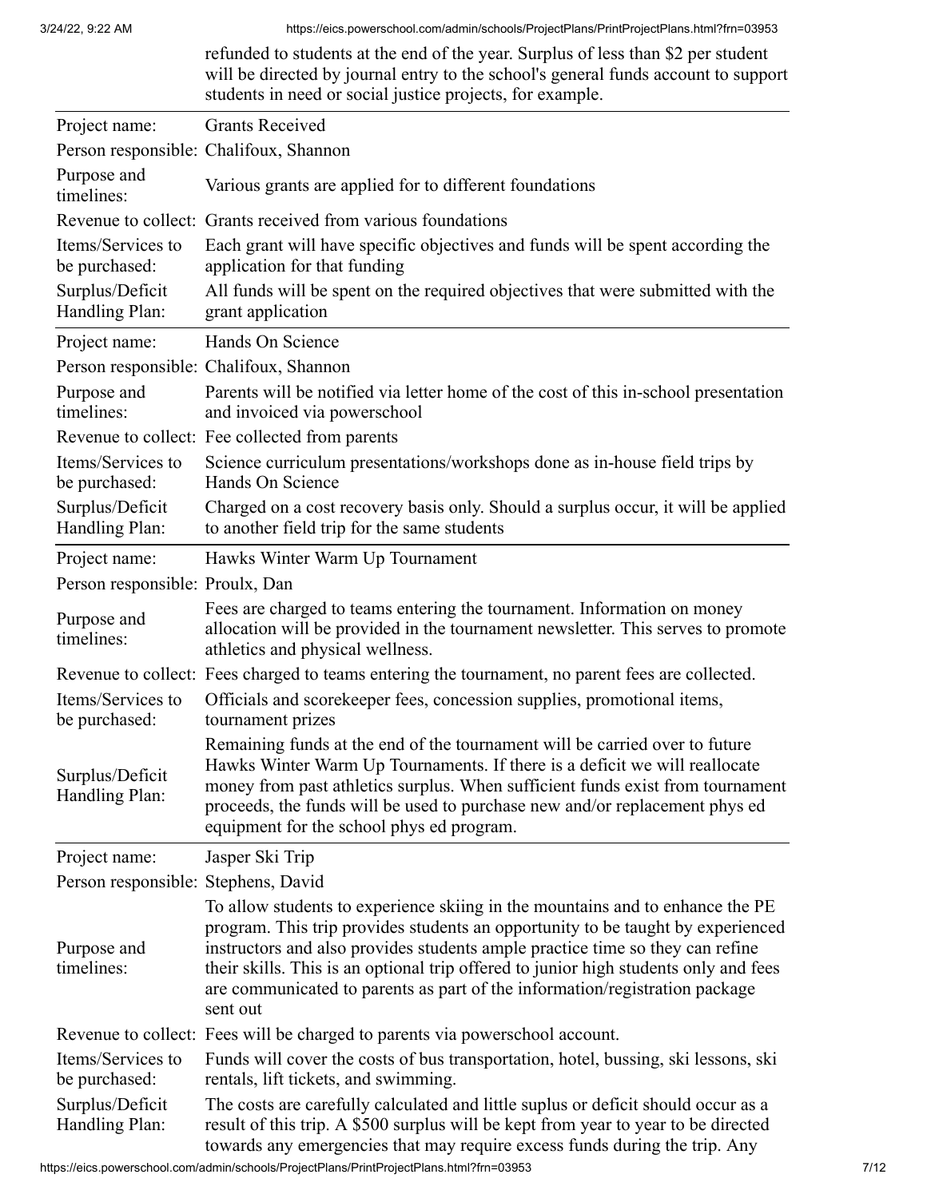refunded to students at the end of the year. Surplus of less than $2 per student will be directed by journal entry to the school's general funds account to support students in need or social justice projects, for example.

| | |
|---|---|
| Project name: | Grants Received |
| Person responsible: | Chalifoux, Shannon |
| Purpose and timelines: | Various grants are applied for to different foundations |
| Revenue to collect: | Grants received from various foundations |
| Items/Services to be purchased: | Each grant will have specific objectives and funds will be spent according the application for that funding |
| Surplus/Deficit Handling Plan: | All funds will be spent on the required objectives that were submitted with the grant application |

| | |
|---|---|
| Project name: | Hands On Science |
| Person responsible: | Chalifoux, Shannon |
| Purpose and timelines: | Parents will be notified via letter home of the cost of this in-school presentation and invoiced via powerschool |
| Revenue to collect: | Fee collected from parents |
| Items/Services to be purchased: | Science curriculum presentations/workshops done as in-house field trips by Hands On Science |
| Surplus/Deficit Handling Plan: | Charged on a cost recovery basis only. Should a surplus occur, it will be applied to another field trip for the same students |

| | |
|---|---|
| Project name: | Hawks Winter Warm Up Tournament |
| Person responsible: | Proulx, Dan |
| Purpose and timelines: | Fees are charged to teams entering the tournament. Information on money allocation will be provided in the tournament newsletter. This serves to promote athletics and physical wellness. |
| Revenue to collect: | Fees charged to teams entering the tournament, no parent fees are collected. |
| Items/Services to be purchased: | Officials and scorekeeper fees, concession supplies, promotional items, tournament prizes |
| Surplus/Deficit Handling Plan: | Remaining funds at the end of the tournament will be carried over to future Hawks Winter Warm Up Tournaments. If there is a deficit we will reallocate money from past athletics surplus. When sufficient funds exist from tournament proceeds, the funds will be used to purchase new and/or replacement phys ed equipment for the school phys ed program. |

| | |
|---|---|
| Project name: | Jasper Ski Trip |
| Person responsible: | Stephens, David |
| Purpose and timelines: | To allow students to experience skiing in the mountains and to enhance the PE program. This trip provides students an opportunity to be taught by experienced instructors and also provides students ample practice time so they can refine their skills. This is an optional trip offered to junior high students only and fees are communicated to parents as part of the information/registration package sent out |
| Revenue to collect: | Fees will be charged to parents via powerschool account. |
| Items/Services to be purchased: | Funds will cover the costs of bus transportation, hotel, bussing, ski lessons, ski rentals, lift tickets, and swimming. |
| Surplus/Deficit Handling Plan: | The costs are carefully calculated and little suplus or deficit should occur as a result of this trip. A $500 surplus will be kept from year to year to be directed towards any emergencies that may require excess funds during the trip. Any |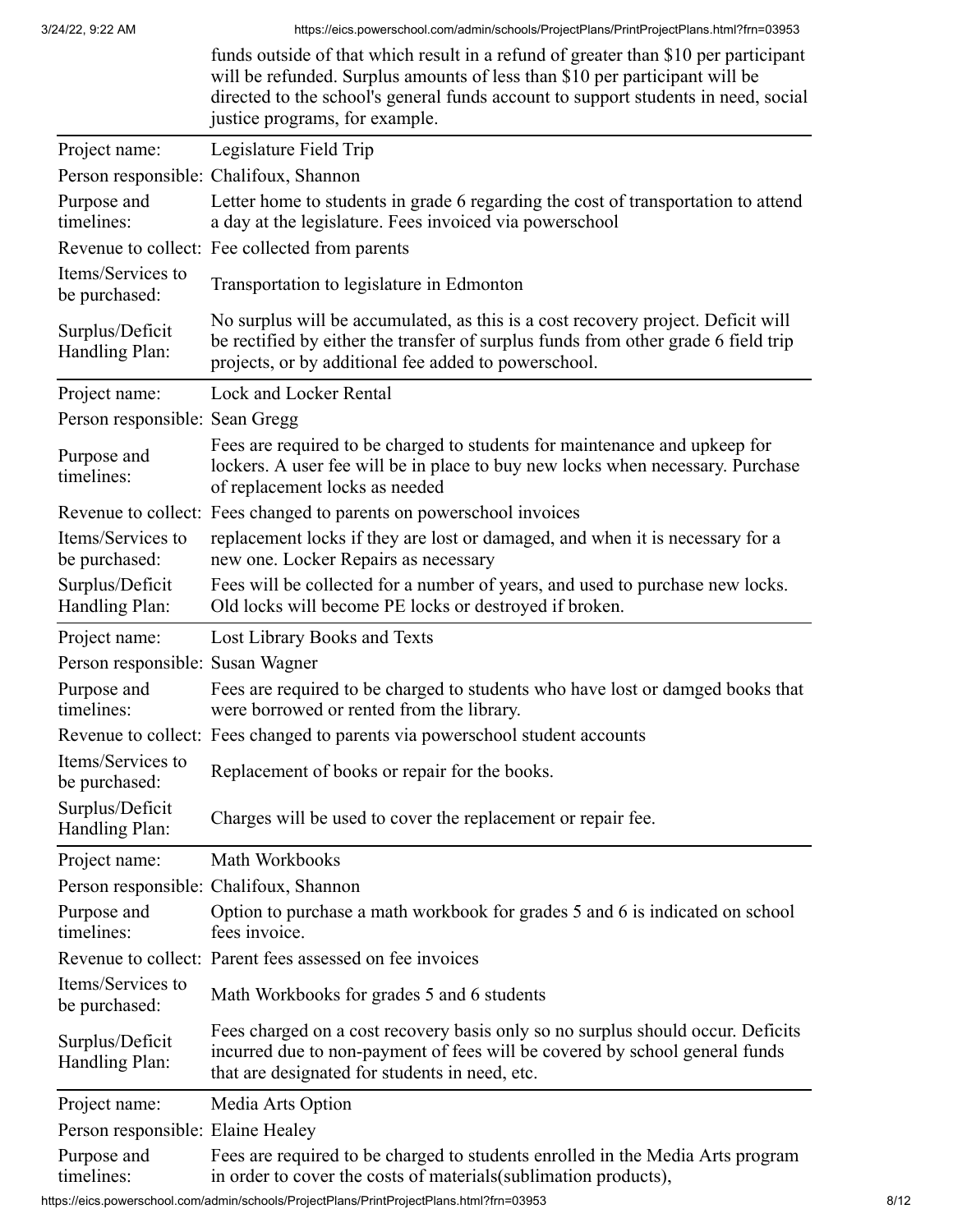funds outside of that which result in a refund of greater than $10 per participant will be refunded. Surplus amounts of less than $10 per participant will be directed to the school's general funds account to support students in need, social justice programs, for example.

| | |
|---|---|
| Project name: | Legislature Field Trip |
| Person responsible: | Chalifoux, Shannon |
| Purpose and timelines: | Letter home to students in grade 6 regarding the cost of transportation to attend a day at the legislature. Fees invoiced via powerschool |
| Revenue to collect: | Fee collected from parents |
| Items/Services to be purchased: | Transportation to legislature in Edmonton |
| Surplus/Deficit Handling Plan: | No surplus will be accumulated, as this is a cost recovery project. Deficit will be rectified by either the transfer of surplus funds from other grade 6 field trip projects, or by additional fee added to powerschool. |

| | |
|---|---|
| Project name: | Lock and Locker Rental |
| Person responsible: | Sean Gregg |
| Purpose and timelines: | Fees are required to be charged to students for maintenance and upkeep for lockers. A user fee will be in place to buy new locks when necessary. Purchase of replacement locks as needed |
| Revenue to collect: | Fees changed to parents on powerschool invoices |
| Items/Services to be purchased: | replacement locks if they are lost or damaged, and when it is necessary for a new one. Locker Repairs as necessary |
| Surplus/Deficit Handling Plan: | Fees will be collected for a number of years, and used to purchase new locks. Old locks will become PE locks or destroyed if broken. |

| | |
|---|---|
| Project name: | Lost Library Books and Texts |
| Person responsible: | Susan Wagner |
| Purpose and timelines: | Fees are required to be charged to students who have lost or damged books that were borrowed or rented from the library. |
| Revenue to collect: | Fees changed to parents via powerschool student accounts |
| Items/Services to be purchased: | Replacement of books or repair for the books. |
| Surplus/Deficit Handling Plan: | Charges will be used to cover the replacement or repair fee. |

| | |
|---|---|
| Project name: | Math Workbooks |
| Person responsible: | Chalifoux, Shannon |
| Purpose and timelines: | Option to purchase a math workbook for grades 5 and 6 is indicated on school fees invoice. |
| Revenue to collect: | Parent fees assessed on fee invoices |
| Items/Services to be purchased: | Math Workbooks for grades 5 and 6 students |
| Surplus/Deficit Handling Plan: | Fees charged on a cost recovery basis only so no surplus should occur. Deficits incurred due to non-payment of fees will be covered by school general funds that are designated for students in need, etc. |

| | |
|---|---|
| Project name: | Media Arts Option |
| Person responsible: | Elaine Healey |
| Purpose and timelines: | Fees are required to be charged to students enrolled in the Media Arts program in order to cover the costs of materials(sublimation products), |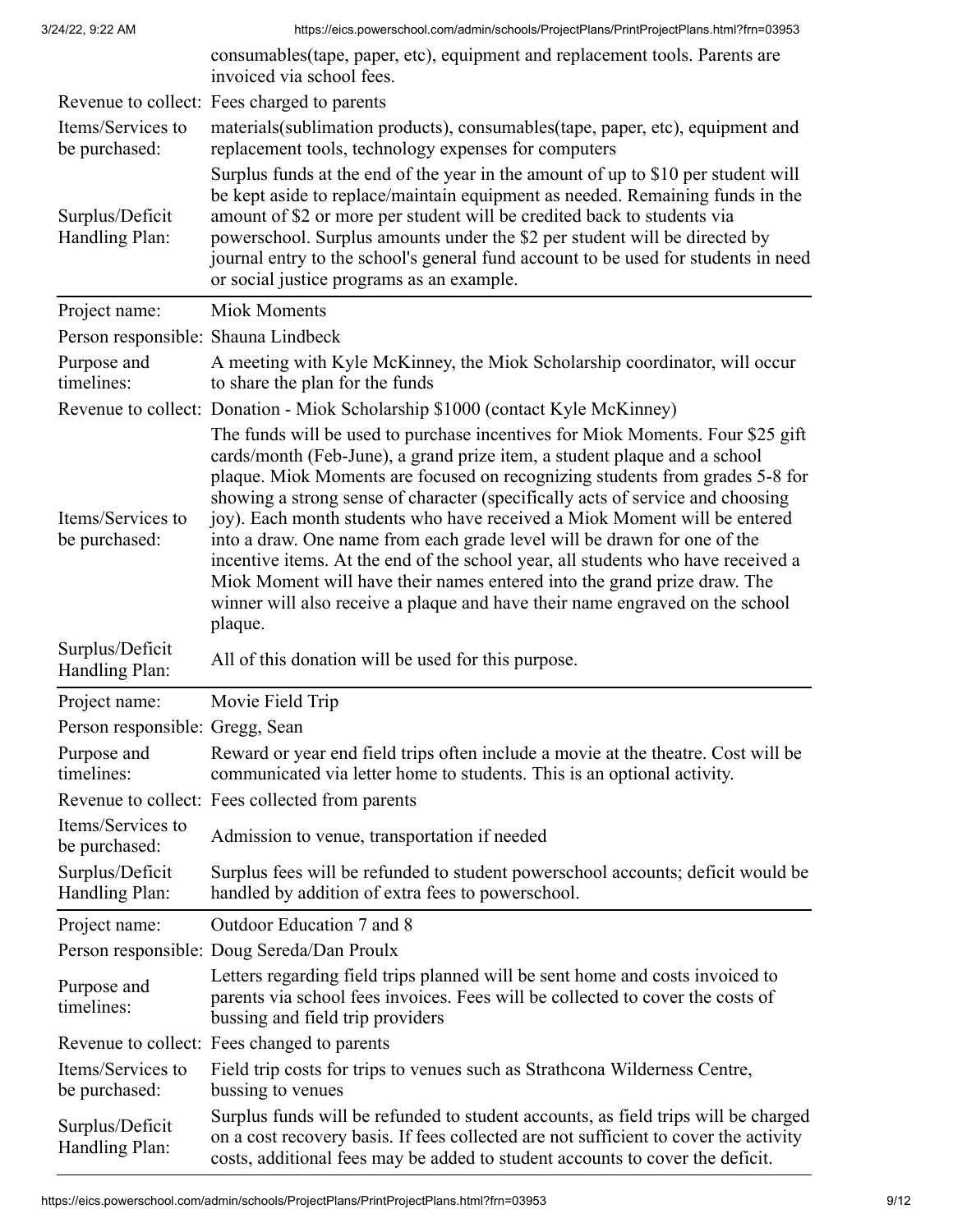| | |
|---|---|
| | consumables(tape, paper, etc), equipment and replacement tools. Parents are invoiced via school fees. |
| Revenue to collect: | Fees charged to parents |
| Items/Services to be purchased: | materials(sublimation products), consumables(tape, paper, etc), equipment and replacement tools, technology expenses for computers |
| Surplus/Deficit Handling Plan: | Surplus funds at the end of the year in the amount of up to $10 per student will be kept aside to replace/maintain equipment as needed. Remaining funds in the amount of $2 or more per student will be credited back to students via powerschool. Surplus amounts under the $2 per student will be directed by journal entry to the school's general fund account to be used for students in need or social justice programs as an example. |

| | |
|---|---|
| Project name: | Miok Moments |
| Person responsible: | Shauna Lindbeck |
| Purpose and timelines: | A meeting with Kyle McKinney, the Miok Scholarship coordinator, will occur to share the plan for the funds |
| Revenue to collect: | Donation - Miok Scholarship $1000 (contact Kyle McKinney) |
| Items/Services to be purchased: | The funds will be used to purchase incentives for Miok Moments. Four $25 gift cards/month (Feb-June), a grand prize item, a student plaque and a school plaque. Miok Moments are focused on recognizing students from grades 5-8 for showing a strong sense of character (specifically acts of service and choosing joy). Each month students who have received a Miok Moment will be entered into a draw. One name from each grade level will be drawn for one of the incentive items. At the end of the school year, all students who have received a Miok Moment will have their names entered into the grand prize draw. The winner will also receive a plaque and have their name engraved on the school plaque. |
| Surplus/Deficit Handling Plan: | All of this donation will be used for this purpose. |

| | |
|---|---|
| Project name: | Movie Field Trip |
| Person responsible: | Gregg, Sean |
| Purpose and timelines: | Reward or year end field trips often include a movie at the theatre. Cost will be communicated via letter home to students. This is an optional activity. |
| Revenue to collect: | Fees collected from parents |
| Items/Services to be purchased: | Admission to venue, transportation if needed |
| Surplus/Deficit Handling Plan: | Surplus fees will be refunded to student powerschool accounts; deficit would be handled by addition of extra fees to powerschool. |

| | |
|---|---|
| Project name: | Outdoor Education 7 and 8 |
| Person responsible: | Doug Sereda/Dan Proulx |
| Purpose and timelines: | Letters regarding field trips planned will be sent home and costs invoiced to parents via school fees invoices. Fees will be collected to cover the costs of bussing and field trip providers |
| Revenue to collect: | Fees changed to parents |
| Items/Services to be purchased: | Field trip costs for trips to venues such as Strathcona Wilderness Centre, bussing to venues |
| Surplus/Deficit Handling Plan: | Surplus funds will be refunded to student accounts, as field trips will be charged on a cost recovery basis. If fees collected are not sufficient to cover the activity costs, additional fees may be added to student accounts to cover the deficit. |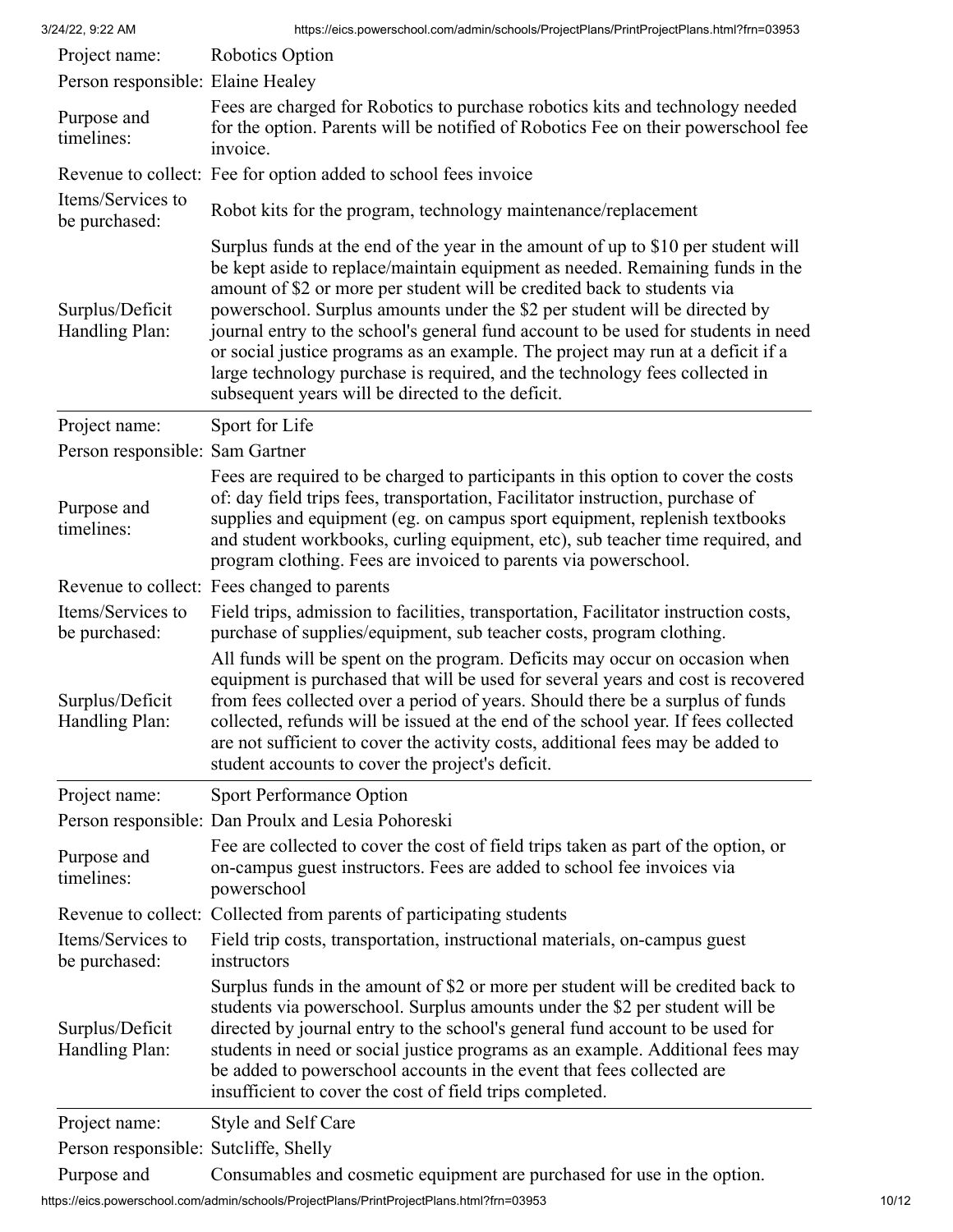| | |
|---|---|
| Project name: | Robotics Option |
| Person responsible: | Elaine Healey |
| Purpose and timelines: | Fees are charged for Robotics to purchase robotics kits and technology needed for the option. Parents will be notified of Robotics Fee on their powerschool fee invoice. |
| Revenue to collect: | Fee for option added to school fees invoice |
| Items/Services to be purchased: | Robot kits for the program, technology maintenance/replacement |
| Surplus/Deficit Handling Plan: | Surplus funds at the end of the year in the amount of up to $10 per student will be kept aside to replace/maintain equipment as needed. Remaining funds in the amount of $2 or more per student will be credited back to students via powerschool. Surplus amounts under the $2 per student will be directed by journal entry to the school's general fund account to be used for students in need or social justice programs as an example. The project may run at a deficit if a large technology purchase is required, and the technology fees collected in subsequent years will be directed to the deficit. |

| | |
|---|---|
| Project name: | Sport for Life |
| Person responsible: | Sam Gartner |
| Purpose and timelines: | Fees are required to be charged to participants in this option to cover the costs of: day field trips fees, transportation, Facilitator instruction, purchase of supplies and equipment (eg. on campus sport equipment, replenish textbooks and student workbooks, curling equipment, etc), sub teacher time required, and program clothing. Fees are invoiced to parents via powerschool. |
| Revenue to collect: | Fees changed to parents |
| Items/Services to be purchased: | Field trips, admission to facilities, transportation, Facilitator instruction costs, purchase of supplies/equipment, sub teacher costs, program clothing. |
| Surplus/Deficit Handling Plan: | All funds will be spent on the program. Deficits may occur on occasion when equipment is purchased that will be used for several years and cost is recovered from fees collected over a period of years. Should there be a surplus of funds collected, refunds will be issued at the end of the school year. If fees collected are not sufficient to cover the activity costs, additional fees may be added to student accounts to cover the project's deficit. |

| | |
|---|---|
| Project name: | Sport Performance Option |
| Person responsible: | Dan Proulx and Lesia Pohoreski |
| Purpose and timelines: | Fee are collected to cover the cost of field trips taken as part of the option, or on-campus guest instructors. Fees are added to school fee invoices via powerschool |
| Revenue to collect: | Collected from parents of participating students |
| Items/Services to be purchased: | Field trip costs, transportation, instructional materials, on-campus guest instructors |
| Surplus/Deficit Handling Plan: | Surplus funds in the amount of $2 or more per student will be credited back to students via powerschool. Surplus amounts under the $2 per student will be directed by journal entry to the school's general fund account to be used for students in need or social justice programs as an example. Additional fees may be added to powerschool accounts in the event that fees collected are insufficient to cover the cost of field trips completed. |

| | |
|---|---|
| Project name: | Style and Self Care |
| Person responsible: | Sutcliffe, Shelly |
| Purpose and | Consumables and cosmetic equipment are purchased for use in the option. |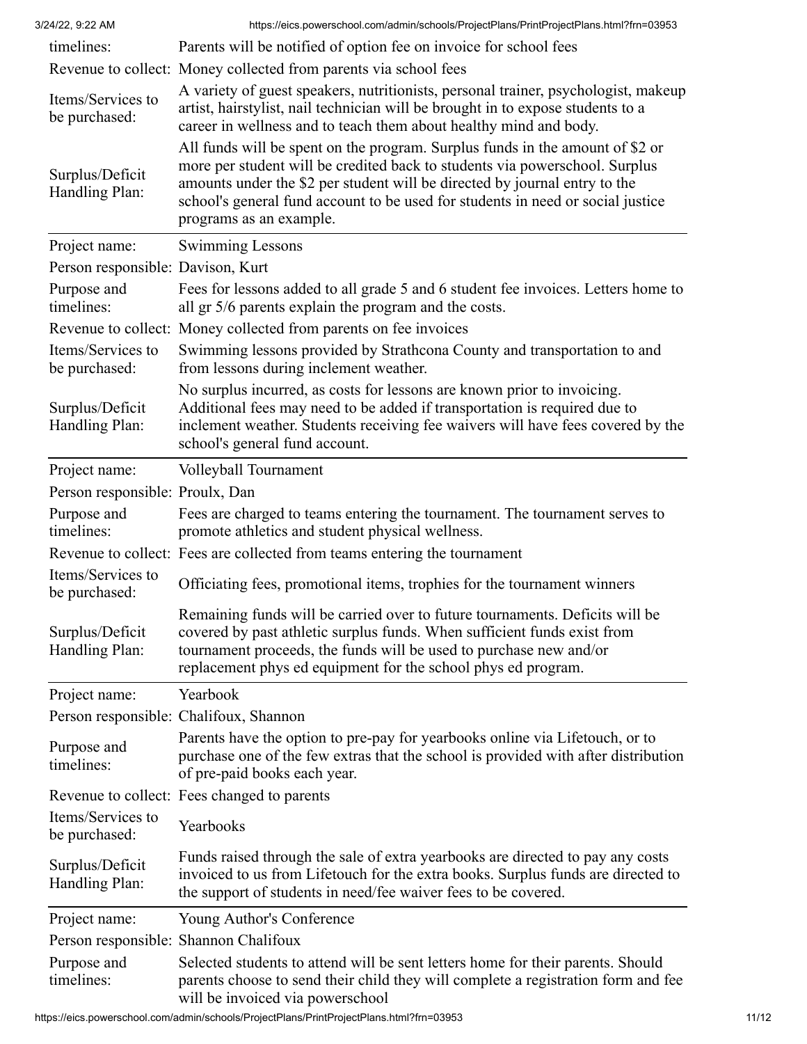| | |
|---|---|
| timelines: | Parents will be notified of option fee on invoice for school fees |
| Revenue to collect: | Money collected from parents via school fees |
| Items/Services to be purchased: | A variety of guest speakers, nutritionists, personal trainer, psychologist, makeup artist, hairstylist, nail technician will be brought in to expose students to a career in wellness and to teach them about healthy mind and body. |
| Surplus/Deficit Handling Plan: | All funds will be spent on the program. Surplus funds in the amount of $2 or more per student will be credited back to students via powerschool. Surplus amounts under the $2 per student will be directed by journal entry to the school's general fund account to be used for students in need or social justice programs as an example. |

| | |
|---|---|
| Project name: | Swimming Lessons |
| Person responsible: | Davison, Kurt |
| Purpose and timelines: | Fees for lessons added to all grade 5 and 6 student fee invoices. Letters home to all gr 5/6 parents explain the program and the costs. |
| Revenue to collect: | Money collected from parents on fee invoices |
| Items/Services to be purchased: | Swimming lessons provided by Strathcona County and transportation to and from lessons during inclement weather. |
| Surplus/Deficit Handling Plan: | No surplus incurred, as costs for lessons are known prior to invoicing. Additional fees may need to be added if transportation is required due to inclement weather. Students receiving fee waivers will have fees covered by the school's general fund account. |

| | |
|---|---|
| Project name: | Volleyball Tournament |
| Person responsible: | Proulx, Dan |
| Purpose and timelines: | Fees are charged to teams entering the tournament. The tournament serves to promote athletics and student physical wellness. |
| Revenue to collect: | Fees are collected from teams entering the tournament |
| Items/Services to be purchased: | Officiating fees, promotional items, trophies for the tournament winners |
| Surplus/Deficit Handling Plan: | Remaining funds will be carried over to future tournaments. Deficits will be covered by past athletic surplus funds. When sufficient funds exist from tournament proceeds, the funds will be used to purchase new and/or replacement phys ed equipment for the school phys ed program. |

| | |
|---|---|
| Project name: | Yearbook |
| Person responsible: | Chalifoux, Shannon |
| Purpose and timelines: | Parents have the option to pre-pay for yearbooks online via Lifetouch, or to purchase one of the few extras that the school is provided with after distribution of pre-paid books each year. |
| Revenue to collect: | Fees changed to parents |
| Items/Services to be purchased: | Yearbooks |
| Surplus/Deficit Handling Plan: | Funds raised through the sale of extra yearbooks are directed to pay any costs invoiced to us from Lifetouch for the extra books. Surplus funds are directed to the support of students in need/fee waiver fees to be covered. |

| | |
|---|---|
| Project name: | Young Author's Conference |
| Person responsible: | Shannon Chalifoux |
| Purpose and timelines: | Selected students to attend will be sent letters home for their parents. Should parents choose to send their child they will complete a registration form and fee will be invoiced via powerschool |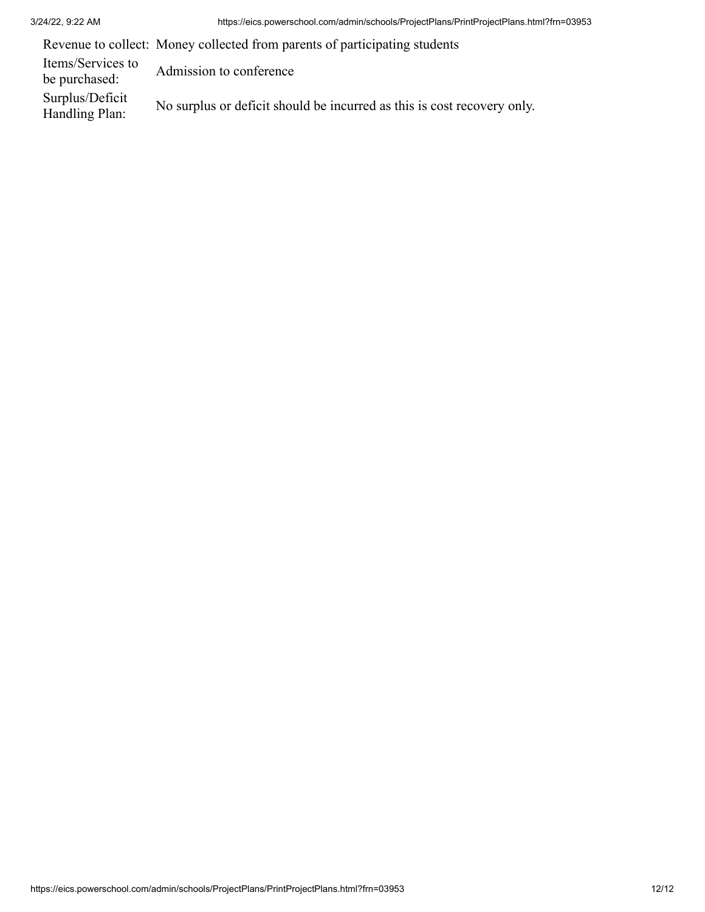| | |
|---|---|
| Revenue to collect: | Money collected from parents of participating students |
| Items/Services to be purchased: | Admission to conference |
| Surplus/Deficit Handling Plan: | No surplus or deficit should be incurred as this is cost recovery only. |